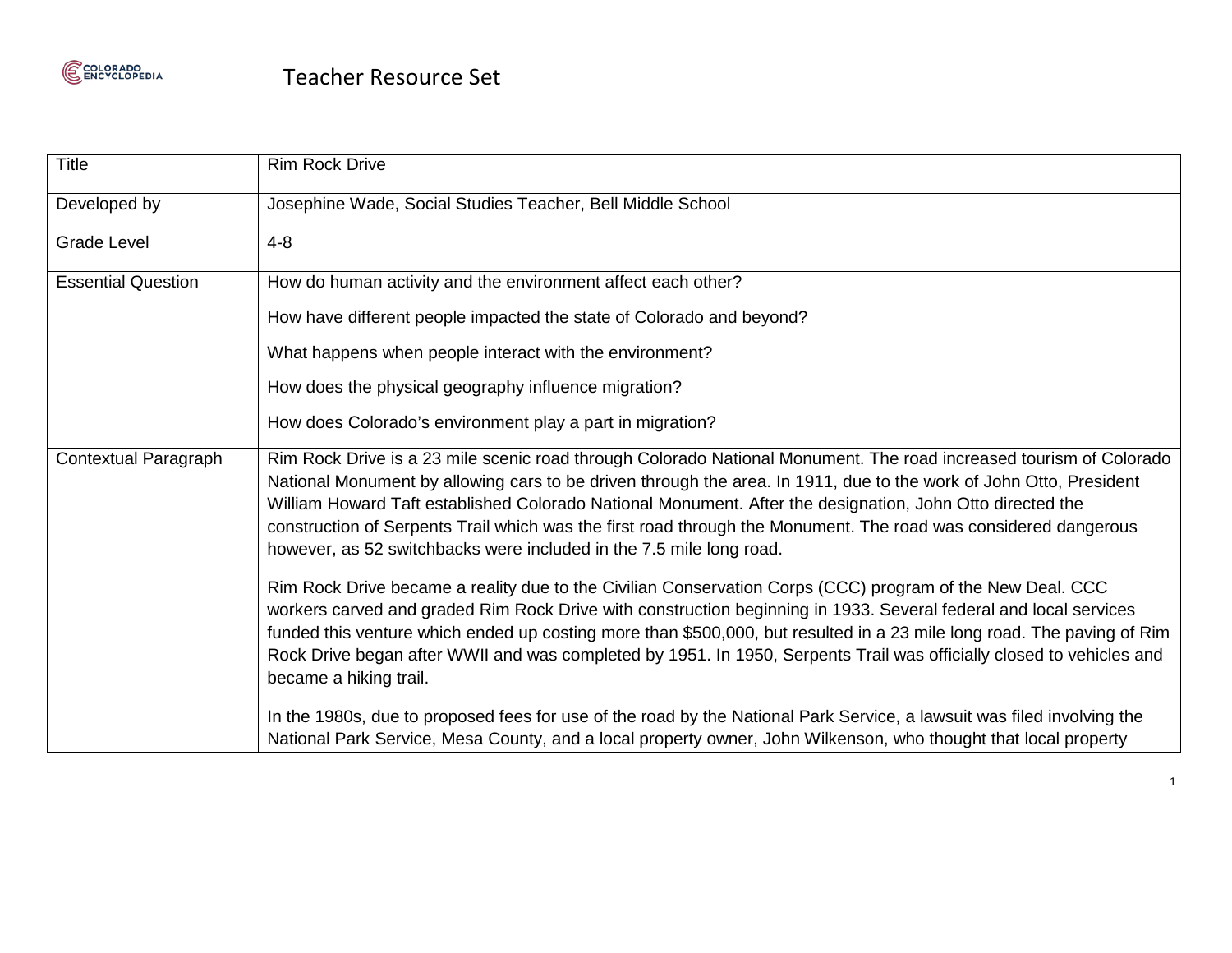# Teacher Resource Set

| Title | Rim Rock Drive |
| --- | --- |
| Developed by | Josephine Wade, Social Studies Teacher, Bell Middle School |
| Grade Level | 4-8 |
| Essential Question | How do human activity and the environment affect each other?<br><br>How have different people impacted the state of Colorado and beyond?<br><br>What happens when people interact with the environment?<br><br>How does the physical geography influence migration?<br><br>How does Colorado's environment play a part in migration? |
| Contextual Paragraph | Rim Rock Drive is a 23 mile scenic road through Colorado National Monument. The road increased tourism of Colorado National Monument by allowing cars to be driven through the area. In 1911, due to the work of John Otto, President William Howard Taft established Colorado National Monument. After the designation, John Otto directed the construction of Serpents Trail which was the first road through the Monument. The road was considered dangerous however, as 52 switchbacks were included in the 7.5 mile long road.<br><br>Rim Rock Drive became a reality due to the Civilian Conservation Corps (CCC) program of the New Deal. CCC workers carved and graded Rim Rock Drive with construction beginning in 1933. Several federal and local services funded this venture which ended up costing more than $500,000, but resulted in a 23 mile long road. The paving of Rim Rock Drive began after WWII and was completed by 1951. In 1950, Serpents Trail was officially closed to vehicles and became a hiking trail.<br><br>In the 1980s, due to proposed fees for use of the road by the National Park Service, a lawsuit was filed involving the National Park Service, Mesa County, and a local property owner, John Wilkenson, who thought that local property |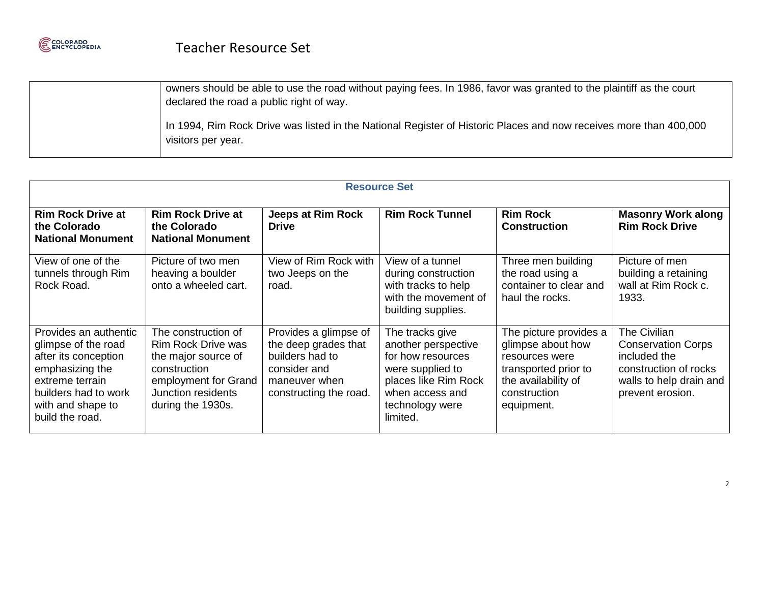| | |
|---|---|
| | owners should be able to use the road without paying fees. In 1986, favor was granted to the plaintiff as the court declared the road a public right of way.<br><br>In 1994, Rim Rock Drive was listed in the National Register of Historic Places and now receives more than 400,000 visitors per year. |

| Resource Set | | | | | |
|---|---|---|---|---|---|
| **Rim Rock Drive at the Colorado National Monument** | **Rim Rock Drive at the Colorado National Monument** | **Jeeps at Rim Rock Drive** | **Rim Rock Tunnel** | **Rim Rock Construction** | **Masonry Work along Rim Rock Drive** |
| View of one of the tunnels through Rim Rock Road. | Picture of two men heaving a boulder onto a wheeled cart. | View of Rim Rock with two Jeeps on the road. | View of a tunnel during construction with tracks to help with the movement of building supplies. | Three men building the road using a container to clear and haul the rocks. | Picture of men building a retaining wall at Rim Rock c. 1933. |
| Provides an authentic glimpse of the road after its conception emphasizing the extreme terrain builders had to work with and shape to build the road. | The construction of Rim Rock Drive was the major source of construction employment for Grand Junction residents during the 1930s. | Provides a glimpse of the deep grades that builders had to consider and maneuver when constructing the road. | The tracks give another perspective for how resources were supplied to places like Rim Rock when access and technology were limited. | The picture provides a glimpse about how resources were transported prior to the availability of construction equipment. | The Civilian Conservation Corps included the construction of rocks walls to help drain and prevent erosion. |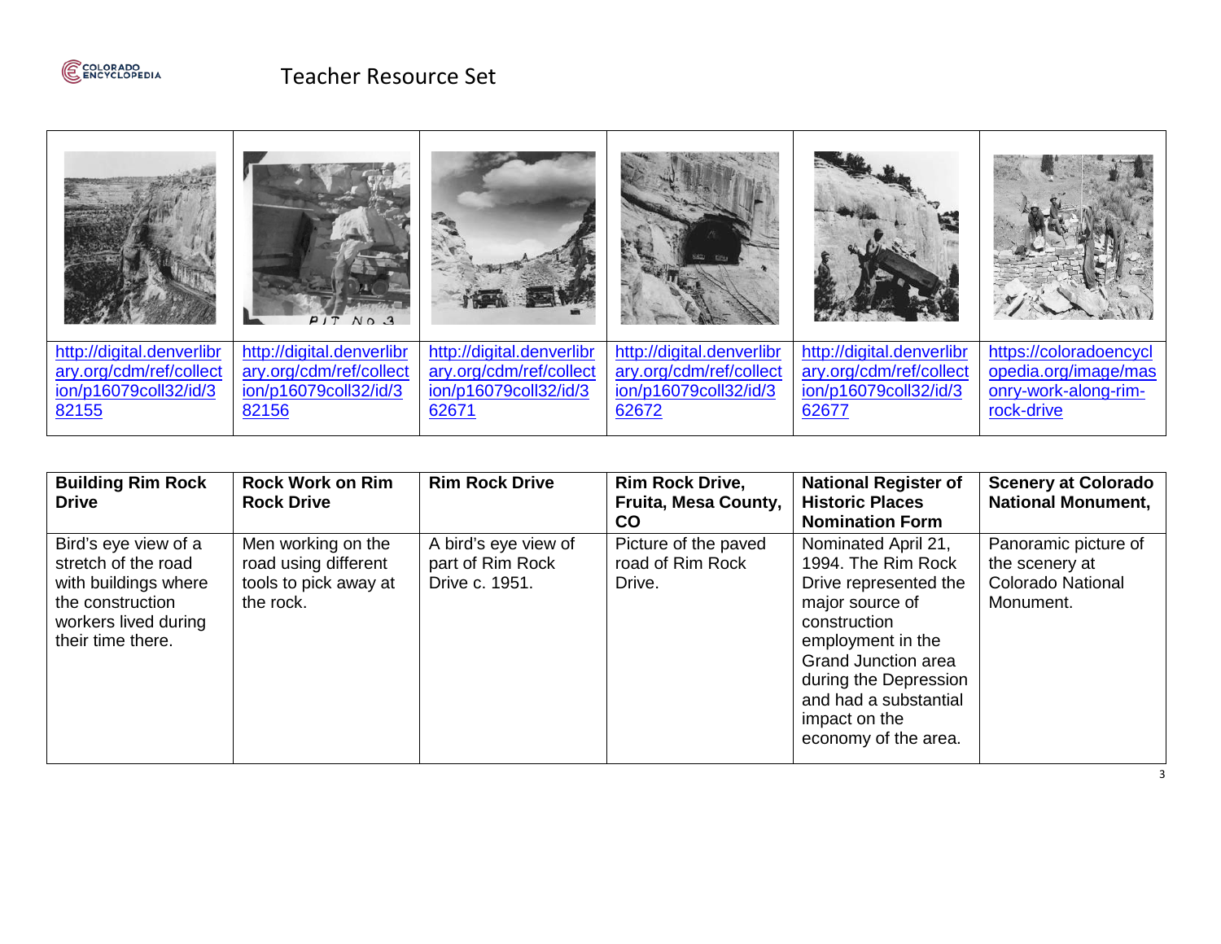# Teacher Resource Set

| | | | | | |
|---|---|---|---|---|---|
| http://digital.denverlibrary.org/cdm/ref/collection/p16079coll32/id/382155 | http://digital.denverlibrary.org/cdm/ref/collection/p16079coll32/id/382156 | http://digital.denverlibrary.org/cdm/ref/collection/p16079coll32/id/362671 | http://digital.denverlibrary.org/cdm/ref/collection/p16079coll32/id/362672 | http://digital.denverlibrary.org/cdm/ref/collection/p16079coll32/id/362677 | https://coloradoencyclopedia.org/image/masonry-work-along-rim-rock-drive |

| **Building Rim Rock Drive** | **Rock Work on Rim Rock Drive** | **Rim Rock Drive** | **Rim Rock Drive, Fruita, Mesa County, CO** | **National Register of Historic Places Nomination Form** | **Scenery at Colorado National Monument,** |
|---|---|---|---|---|---|
| Bird's eye view of a stretch of the road with buildings where the construction workers lived during their time there. | Men working on the road using different tools to pick away at the rock. | A bird's eye view of part of Rim Rock Drive c. 1951. | Picture of the paved road of Rim Rock Drive. | Nominated April 21, 1994. The Rim Rock Drive represented the major source of construction employment in the Grand Junction area during the Depression and had a substantial impact on the economy of the area. | Panoramic picture of the scenery at Colorado National Monument. |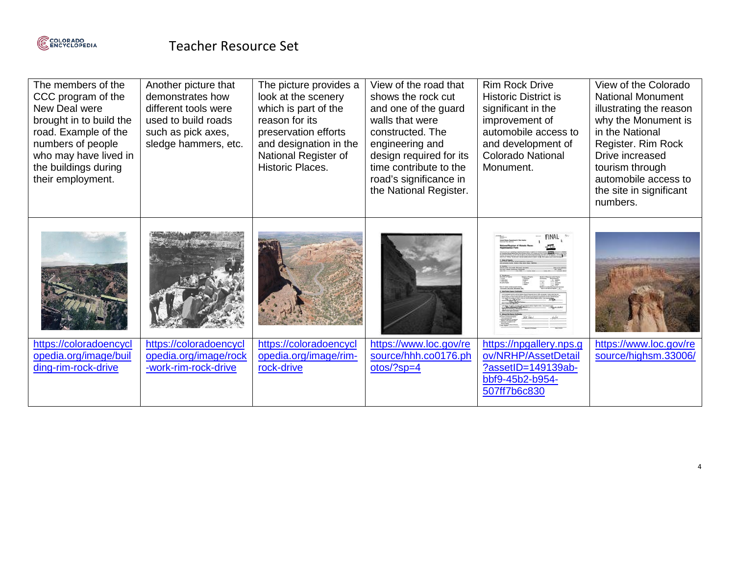| The members of the CCC program of the New Deal were brought in to build the road. Example of the numbers of people who may have lived in the buildings during their employment. | Another picture that demonstrates how different tools were used to build roads such as pick axes, sledge hammers, etc. | The picture provides a look at the scenery which is part of the reason for its preservation efforts and designation in the National Register of Historic Places. | View of the road that shows the rock cut and one of the guard walls that were constructed. The engineering and design required for its time contribute to the road's significance in the National Register. | Rim Rock Drive Historic District is significant in the improvement of automobile access to and development of Colorado National Monument. | View of the Colorado National Monument illustrating the reason why the Monument is in the National Register. Rim Rock Drive increased tourism through automobile access to the site in significant numbers. |
|---|---|---|---|---|---|
| | | | | | |
| https://coloradoencyclopedia.org/image/building-rim-rock-drive | https://coloradoencyclopedia.org/image/rock-work-rim-rock-drive | https://coloradoencyclopedia.org/image/rim-rock-drive | https://www.loc.gov/resource/hhh.co0176.photos/?sp=4 | https://npgallery.nps.gov/NRHP/AssetDetail?assetID=149139ab-bbf9-45b2-b954-507ff7b6c830 | https://www.loc.gov/resource/highsm.33006/ |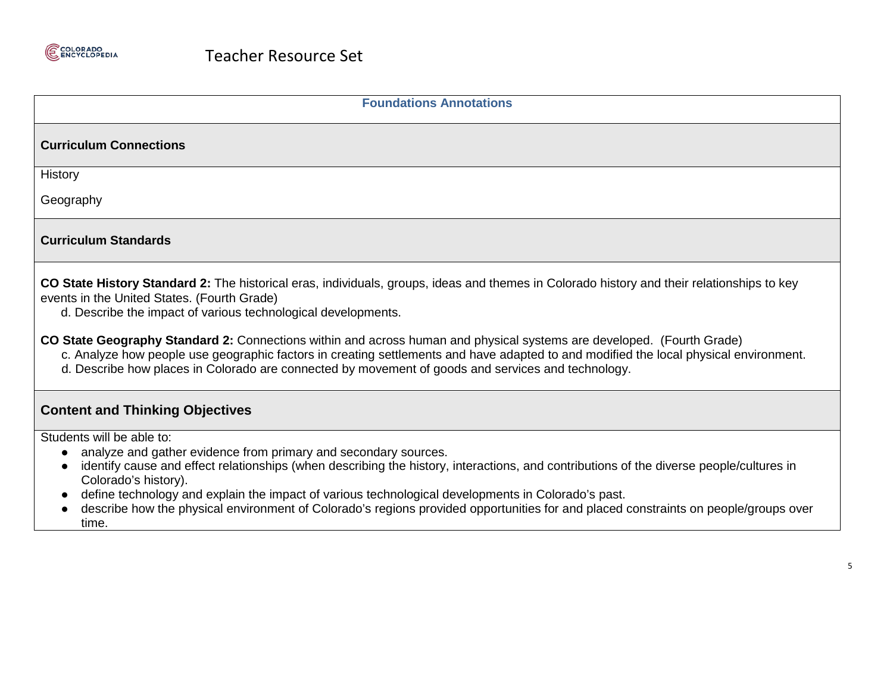## Foundations Annotations

### Curriculum Connections

History

Geography

### Curriculum Standards

**CO State History Standard 2:** The historical eras, individuals, groups, ideas and themes in Colorado history and their relationships to key events in the United States. (Fourth Grade)

d. Describe the impact of various technological developments.

**CO State Geography Standard 2:** Connections within and across human and physical systems are developed. (Fourth Grade)

c. Analyze how people use geographic factors in creating settlements and have adapted to and modified the local physical environment.
d. Describe how places in Colorado are connected by movement of goods and services and technology.

### Content and Thinking Objectives

Students will be able to:

- analyze and gather evidence from primary and secondary sources.
- identify cause and effect relationships (when describing the history, interactions, and contributions of the diverse people/cultures in Colorado's history).
- define technology and explain the impact of various technological developments in Colorado's past.
- describe how the physical environment of Colorado's regions provided opportunities for and placed constraints on people/groups over time.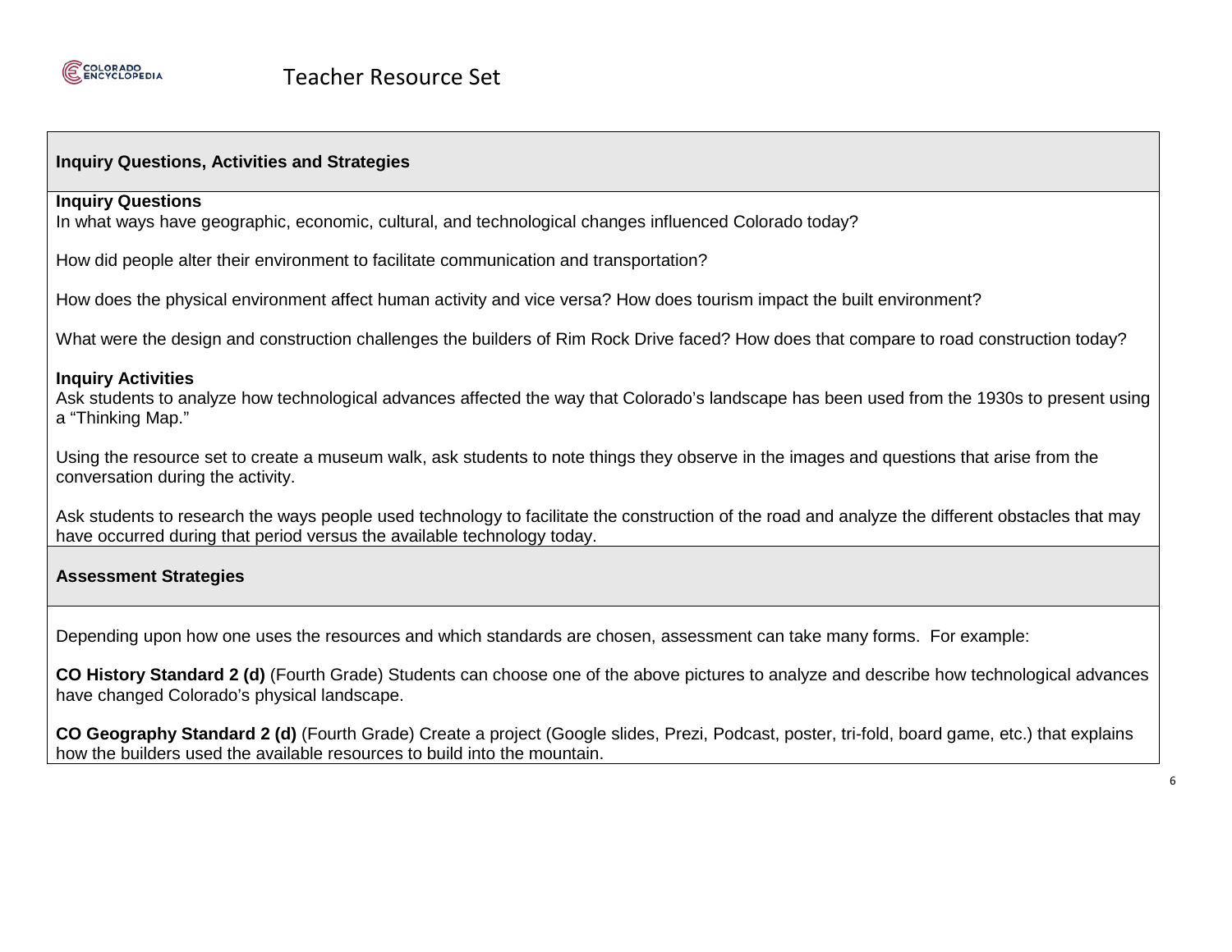## Inquiry Questions, Activities and Strategies

**Inquiry Questions**

In what ways have geographic, economic, cultural, and technological changes influenced Colorado today?

How did people alter their environment to facilitate communication and transportation?

How does the physical environment affect human activity and vice versa? How does tourism impact the built environment?

What were the design and construction challenges the builders of Rim Rock Drive faced? How does that compare to road construction today?

**Inquiry Activities**

Ask students to analyze how technological advances affected the way that Colorado's landscape has been used from the 1930s to present using a "Thinking Map."

Using the resource set to create a museum walk, ask students to note things they observe in the images and questions that arise from the conversation during the activity.

Ask students to research the ways people used technology to facilitate the construction of the road and analyze the different obstacles that may have occurred during that period versus the available technology today.

## Assessment Strategies

Depending upon how one uses the resources and which standards are chosen, assessment can take many forms. For example:

**CO History Standard 2 (d)** (Fourth Grade) Students can choose one of the above pictures to analyze and describe how technological advances have changed Colorado's physical landscape.

**CO Geography Standard 2 (d)** (Fourth Grade) Create a project (Google slides, Prezi, Podcast, poster, tri-fold, board game, etc.) that explains how the builders used the available resources to build into the mountain.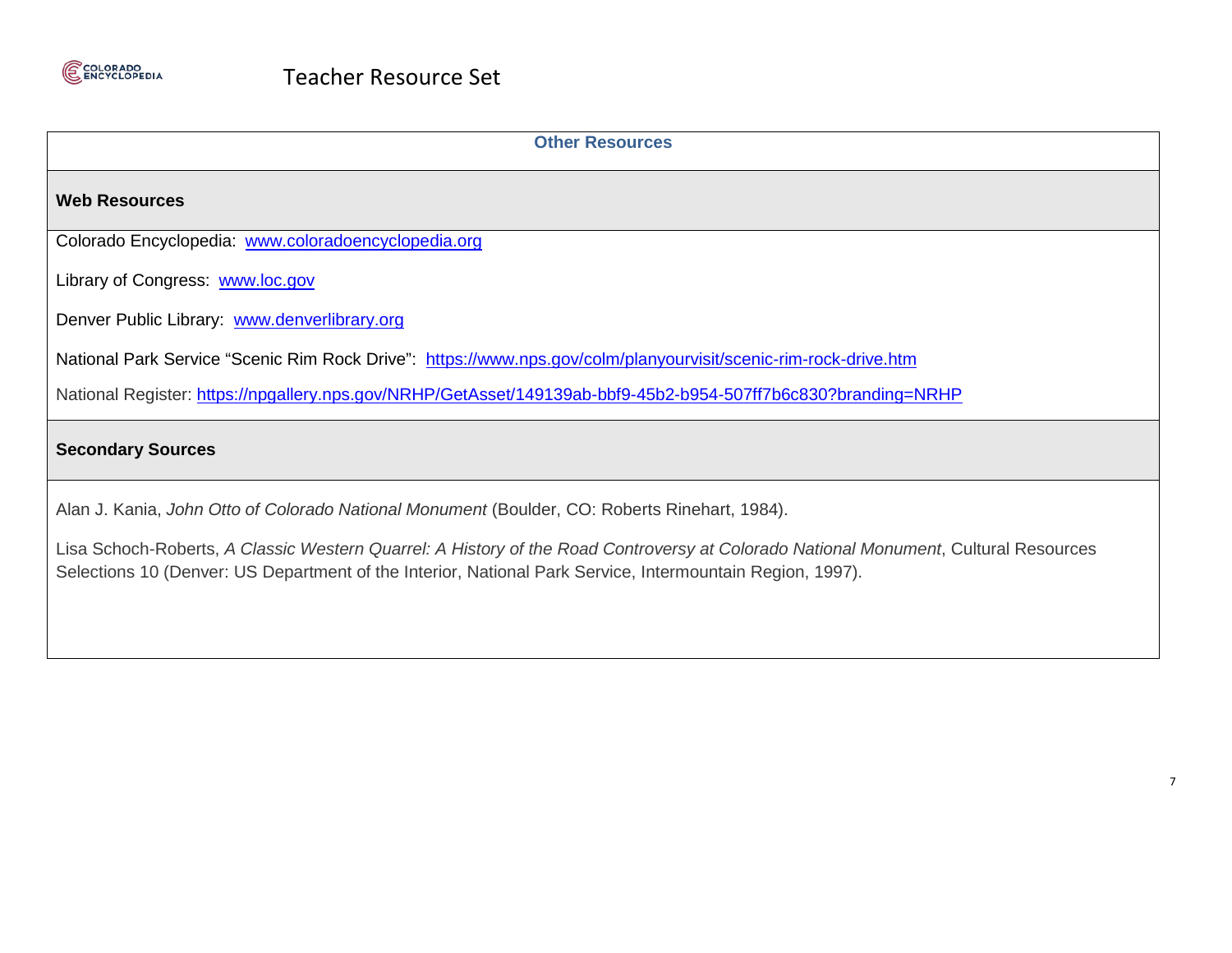## Other Resources

### Web Resources

Colorado Encyclopedia: [www.coloradoencyclopedia.org](www.coloradoencyclopedia.org)

Library of Congress: [www.loc.gov](www.loc.gov)

Denver Public Library: [www.denverlibrary.org](www.denverlibrary.org)

National Park Service "Scenic Rim Rock Drive": [https://www.nps.gov/colm/planyourvisit/scenic-rim-rock-drive.htm](https://www.nps.gov/colm/planyourvisit/scenic-rim-rock-drive.htm)

National Register: [https://npgallery.nps.gov/NRHP/GetAsset/149139ab-bbf9-45b2-b954-507ff7b6c830?branding=NRHP](https://npgallery.nps.gov/NRHP/GetAsset/149139ab-bbf9-45b2-b954-507ff7b6c830?branding=NRHP)

### Secondary Sources

Alan J. Kania, *John Otto of Colorado National Monument* (Boulder, CO: Roberts Rinehart, 1984).

Lisa Schoch-Roberts, *A Classic Western Quarrel: A History of the Road Controversy at Colorado National Monument*, Cultural Resources Selections 10 (Denver: US Department of the Interior, National Park Service, Intermountain Region, 1997).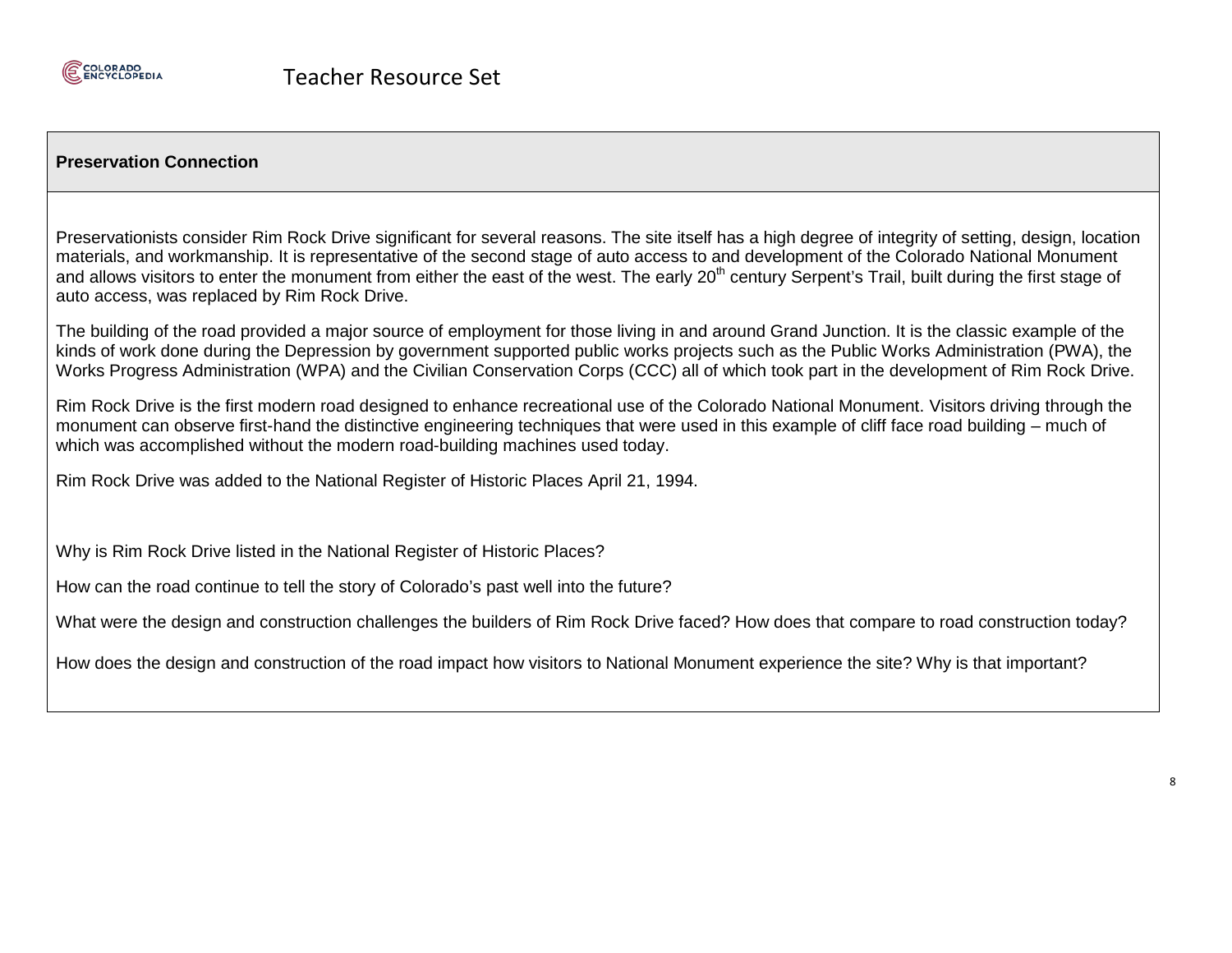## Preservation Connection

Preservationists consider Rim Rock Drive significant for several reasons. The site itself has a high degree of integrity of setting, design, location materials, and workmanship. It is representative of the second stage of auto access to and development of the Colorado National Monument and allows visitors to enter the monument from either the east of the west. The early 20th century Serpent's Trail, built during the first stage of auto access, was replaced by Rim Rock Drive.

The building of the road provided a major source of employment for those living in and around Grand Junction. It is the classic example of the kinds of work done during the Depression by government supported public works projects such as the Public Works Administration (PWA), the Works Progress Administration (WPA) and the Civilian Conservation Corps (CCC) all of which took part in the development of Rim Rock Drive.

Rim Rock Drive is the first modern road designed to enhance recreational use of the Colorado National Monument. Visitors driving through the monument can observe first-hand the distinctive engineering techniques that were used in this example of cliff face road building – much of which was accomplished without the modern road-building machines used today.

Rim Rock Drive was added to the National Register of Historic Places April 21, 1994.

Why is Rim Rock Drive listed in the National Register of Historic Places?

How can the road continue to tell the story of Colorado's past well into the future?

What were the design and construction challenges the builders of Rim Rock Drive faced? How does that compare to road construction today?

How does the design and construction of the road impact how visitors to National Monument experience the site? Why is that important?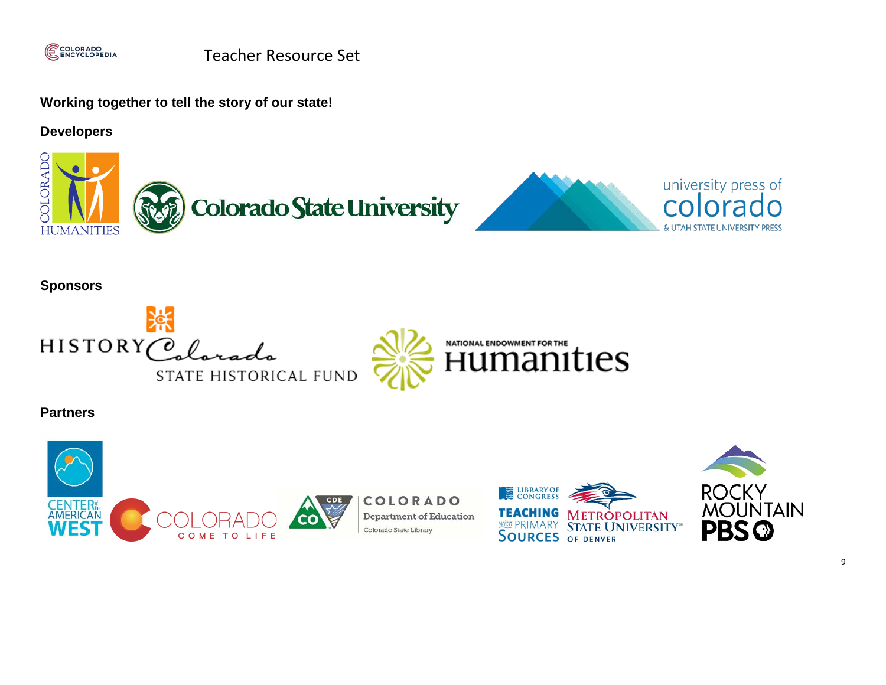Teacher Resource Set

**Working together to tell the story of our state!**

**Developers**

COLORADO HUMANITIES

Colorado State University

university press of colorado & UTAH STATE UNIVERSITY PRESS

**Sponsors**

HISTORY Colorado STATE HISTORICAL FUND

NATIONAL ENDOWMENT FOR THE Humanities

**Partners**

CENTER of the AMERICAN WEST

COLORADO COME TO LIFE

CDE CO COLORADO Department of Education Colorado State Library

LIBRARY OF CONGRESS TEACHING with PRIMARY SOURCES

METROPOLITAN STATE UNIVERSITY OF DENVER

ROCKY MOUNTAIN PBS